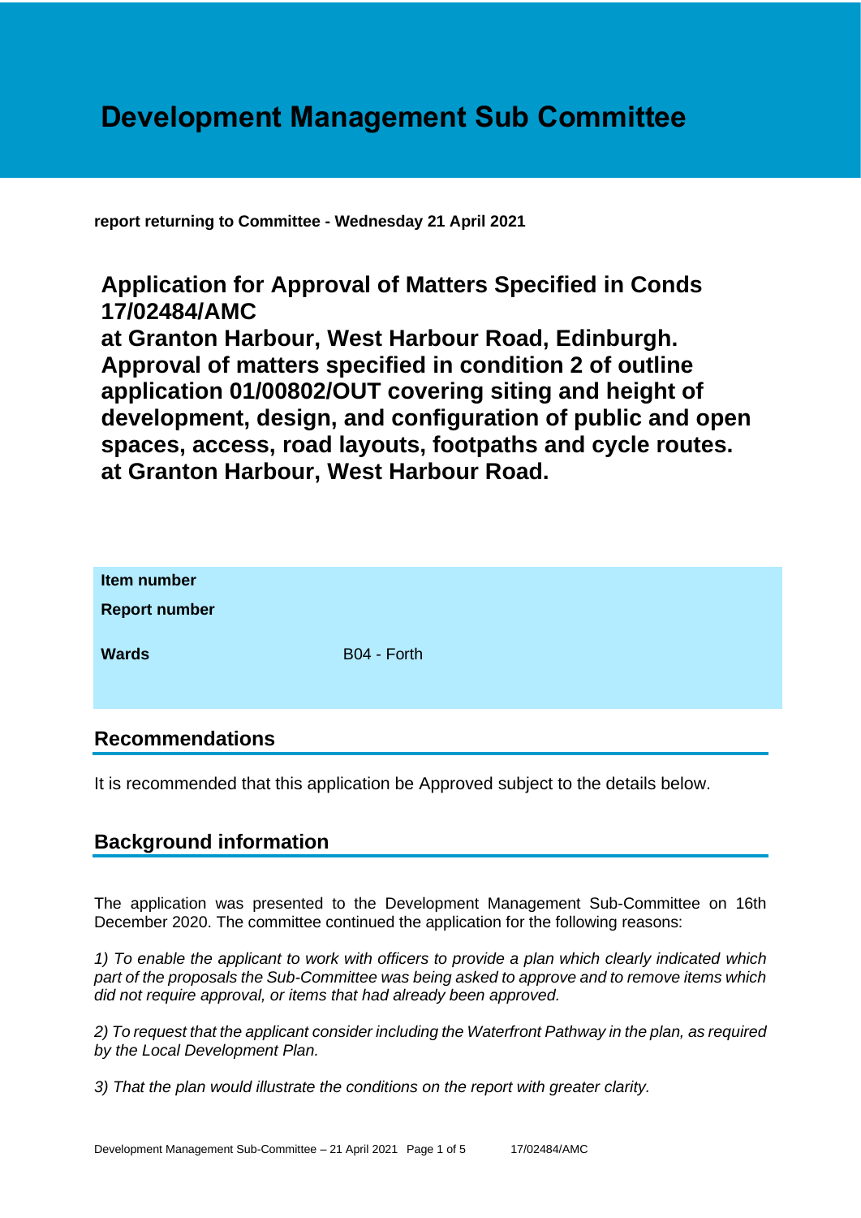# Development Management Sub Committee

**report returning to Committee - Wednesday 21 April 2021**

## Application for Approval of Matters Specified in Conds 17/02484/AMC at Granton Harbour, West Harbour Road, Edinburgh. Approval of matters specified in condition 2 of outline application 01/00802/OUT covering siting and height of development, design, and configuration of public and open spaces, access, road layouts, footpaths and cycle routes. at Granton Harbour, West Harbour Road.

| | |
|---|---|
| **Item number** | |
| **Report number** | |
| **Wards** | B04 - Forth |

## Recommendations

It is recommended that this application be Approved subject to the details below.

## Background information

The application was presented to the Development Management Sub-Committee on 16th December 2020. The committee continued the application for the following reasons:

*1) To enable the applicant to work with officers to provide a plan which clearly indicated which part of the proposals the Sub-Committee was being asked to approve and to remove items which did not require approval, or items that had already been approved.*

*2) To request that the applicant consider including the Waterfront Pathway in the plan, as required by the Local Development Plan.*

*3) That the plan would illustrate the conditions on the report with greater clarity.*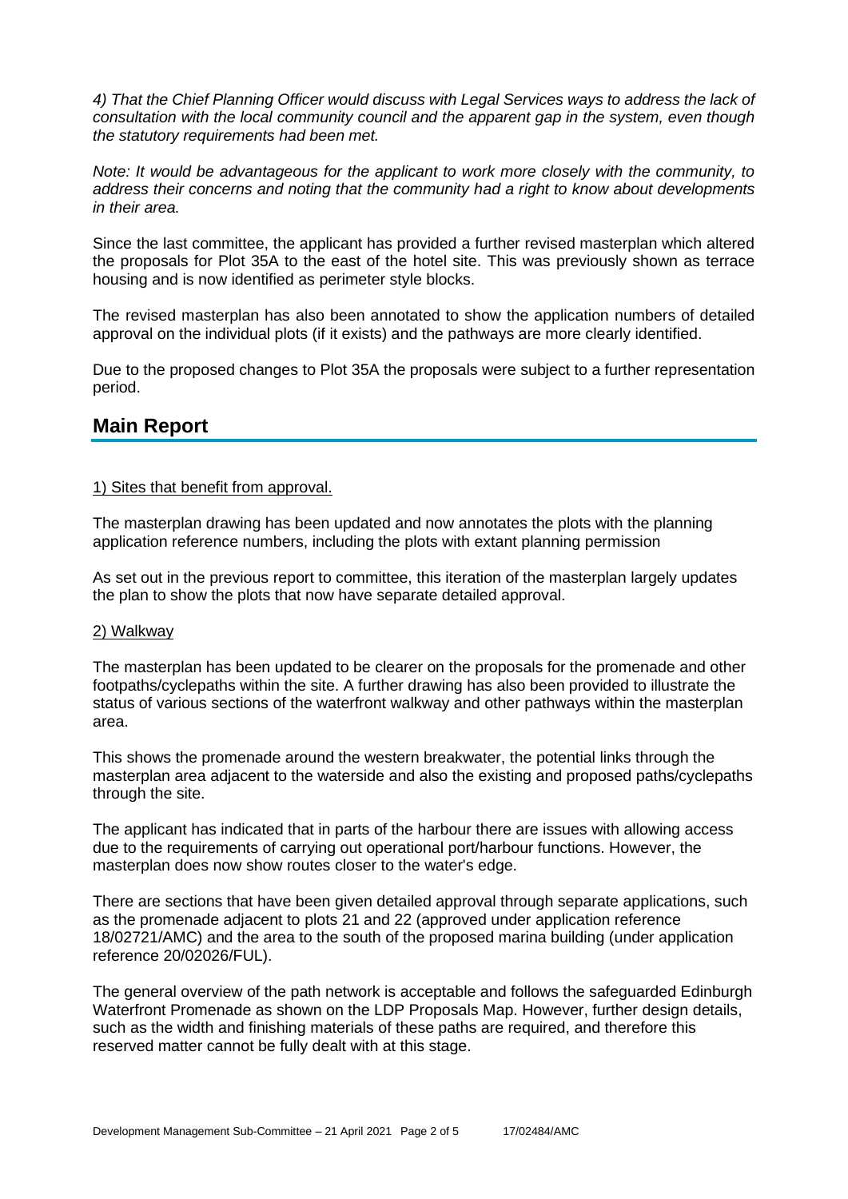*4) That the Chief Planning Officer would discuss with Legal Services ways to address the lack of consultation with the local community council and the apparent gap in the system, even though the statutory requirements had been met.*

*Note: It would be advantageous for the applicant to work more closely with the community, to address their concerns and noting that the community had a right to know about developments in their area.*

Since the last committee, the applicant has provided a further revised masterplan which altered the proposals for Plot 35A to the east of the hotel site. This was previously shown as terrace housing and is now identified as perimeter style blocks.

The revised masterplan has also been annotated to show the application numbers of detailed approval on the individual plots (if it exists) and the pathways are more clearly identified.

Due to the proposed changes to Plot 35A the proposals were subject to a further representation period.

## Main Report

1) Sites that benefit from approval.

The masterplan drawing has been updated and now annotates the plots with the planning application reference numbers, including the plots with extant planning permission

As set out in the previous report to committee, this iteration of the masterplan largely updates the plan to show the plots that now have separate detailed approval.

2) Walkway

The masterplan has been updated to be clearer on the proposals for the promenade and other footpaths/cyclepaths within the site. A further drawing has also been provided to illustrate the status of various sections of the waterfront walkway and other pathways within the masterplan area.

This shows the promenade around the western breakwater, the potential links through the masterplan area adjacent to the waterside and also the existing and proposed paths/cyclepaths through the site.

The applicant has indicated that in parts of the harbour there are issues with allowing access due to the requirements of carrying out operational port/harbour functions. However, the masterplan does now show routes closer to the water's edge.

There are sections that have been given detailed approval through separate applications, such as the promenade adjacent to plots 21 and 22 (approved under application reference 18/02721/AMC) and the area to the south of the proposed marina building (under application reference 20/02026/FUL).

The general overview of the path network is acceptable and follows the safeguarded Edinburgh Waterfront Promenade as shown on the LDP Proposals Map. However, further design details, such as the width and finishing materials of these paths are required, and therefore this reserved matter cannot be fully dealt with at this stage.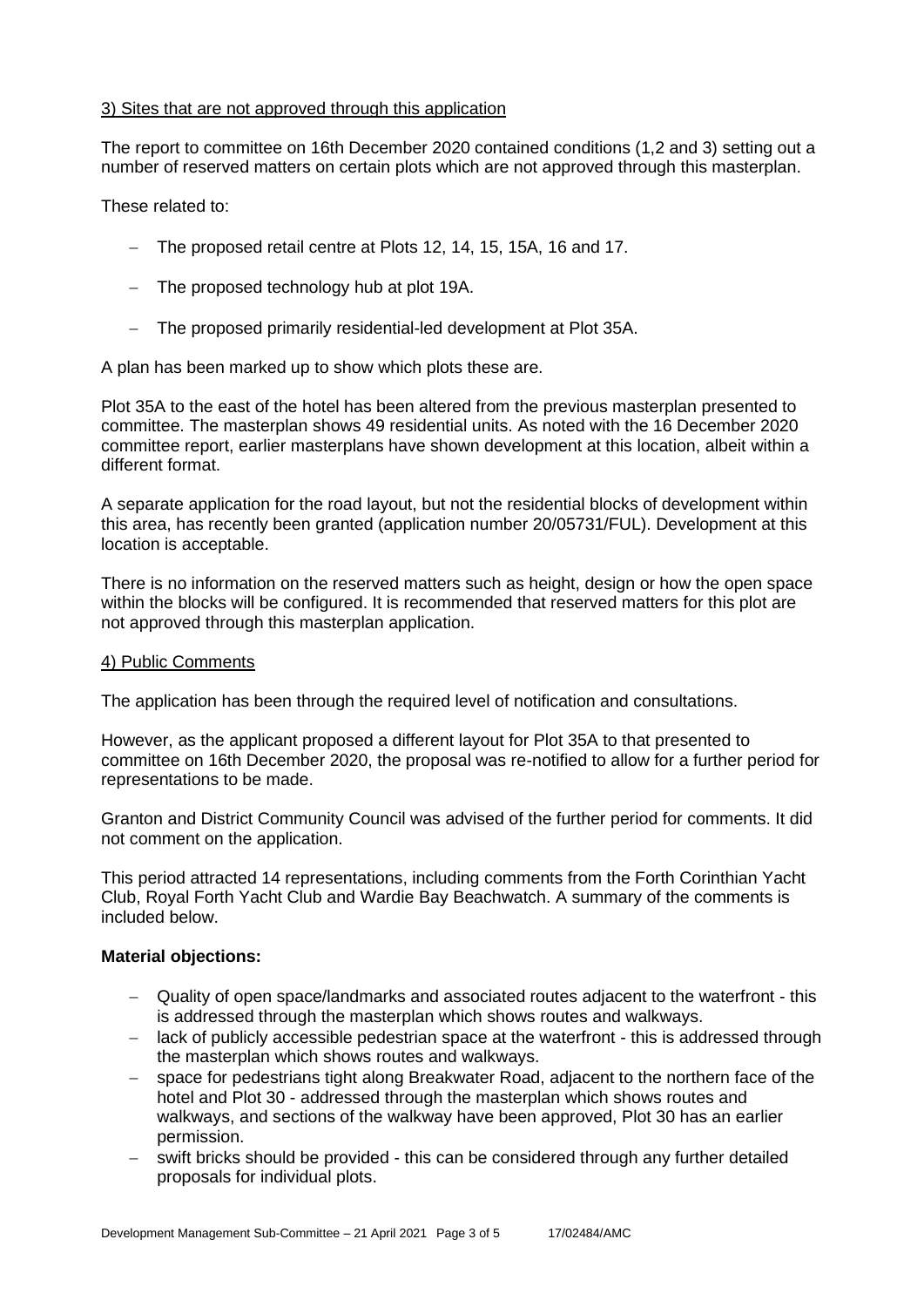3) Sites that are not approved through this application

The report to committee on 16th December 2020 contained conditions (1,2 and 3) setting out a number of reserved matters on certain plots which are not approved through this masterplan.

These related to:

- The proposed retail centre at Plots 12, 14, 15, 15A, 16 and 17.
- The proposed technology hub at plot 19A.
- The proposed primarily residential-led development at Plot 35A.

A plan has been marked up to show which plots these are.

Plot 35A to the east of the hotel has been altered from the previous masterplan presented to committee. The masterplan shows 49 residential units. As noted with the 16 December 2020 committee report, earlier masterplans have shown development at this location, albeit within a different format.

A separate application for the road layout, but not the residential blocks of development within this area, has recently been granted (application number 20/05731/FUL). Development at this location is acceptable.

There is no information on the reserved matters such as height, design or how the open space within the blocks will be configured. It is recommended that reserved matters for this plot are not approved through this masterplan application.

4) Public Comments

The application has been through the required level of notification and consultations.

However, as the applicant proposed a different layout for Plot 35A to that presented to committee on 16th December 2020, the proposal was re-notified to allow for a further period for representations to be made.

Granton and District Community Council was advised of the further period for comments. It did not comment on the application.

This period attracted 14 representations, including comments from the Forth Corinthian Yacht Club, Royal Forth Yacht Club and Wardie Bay Beachwatch. A summary of the comments is included below.

**Material objections:**

- Quality of open space/landmarks and associated routes adjacent to the waterfront - this is addressed through the masterplan which shows routes and walkways.
- lack of publicly accessible pedestrian space at the waterfront - this is addressed through the masterplan which shows routes and walkways.
- space for pedestrians tight along Breakwater Road, adjacent to the northern face of the hotel and Plot 30 - addressed through the masterplan which shows routes and walkways, and sections of the walkway have been approved, Plot 30 has an earlier permission.
- swift bricks should be provided - this can be considered through any further detailed proposals for individual plots.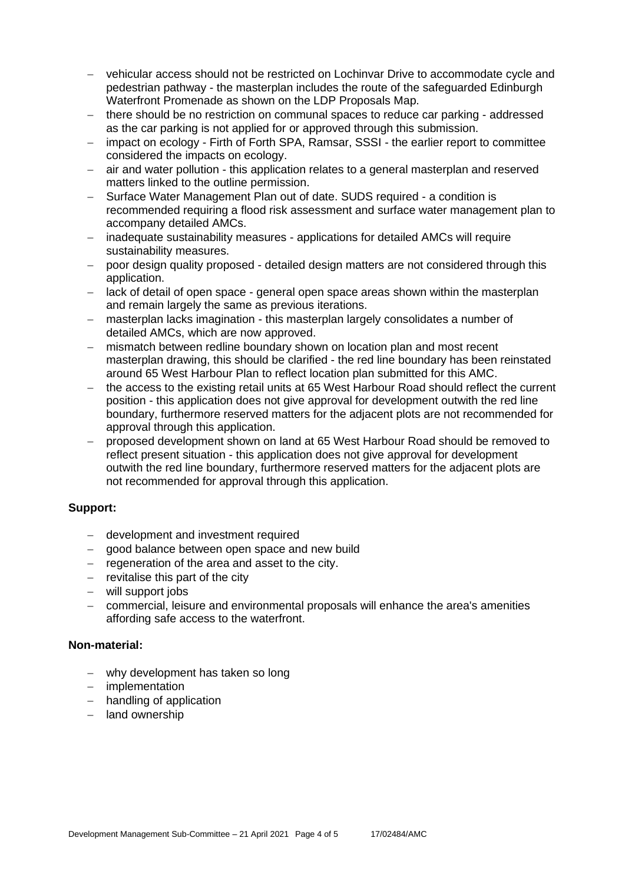- vehicular access should not be restricted on Lochinvar Drive to accommodate cycle and pedestrian pathway - the masterplan includes the route of the safeguarded Edinburgh Waterfront Promenade as shown on the LDP Proposals Map.
- there should be no restriction on communal spaces to reduce car parking - addressed as the car parking is not applied for or approved through this submission.
- impact on ecology - Firth of Forth SPA, Ramsar, SSSI - the earlier report to committee considered the impacts on ecology.
- air and water pollution - this application relates to a general masterplan and reserved matters linked to the outline permission.
- Surface Water Management Plan out of date. SUDS required - a condition is recommended requiring a flood risk assessment and surface water management plan to accompany detailed AMCs.
- inadequate sustainability measures - applications for detailed AMCs will require sustainability measures.
- poor design quality proposed - detailed design matters are not considered through this application.
- lack of detail of open space - general open space areas shown within the masterplan and remain largely the same as previous iterations.
- masterplan lacks imagination - this masterplan largely consolidates a number of detailed AMCs, which are now approved.
- mismatch between redline boundary shown on location plan and most recent masterplan drawing, this should be clarified - the red line boundary has been reinstated around 65 West Harbour Plan to reflect location plan submitted for this AMC.
- the access to the existing retail units at 65 West Harbour Road should reflect the current position - this application does not give approval for development outwith the red line boundary, furthermore reserved matters for the adjacent plots are not recommended for approval through this application.
- proposed development shown on land at 65 West Harbour Road should be removed to reflect present situation - this application does not give approval for development outwith the red line boundary, furthermore reserved matters for the adjacent plots are not recommended for approval through this application.

**Support:**

- development and investment required
- good balance between open space and new build
- regeneration of the area and asset to the city.
- revitalise this part of the city
- will support jobs
- commercial, leisure and environmental proposals will enhance the area's amenities affording safe access to the waterfront.

**Non-material:**

- why development has taken so long
- implementation
- handling of application
- land ownership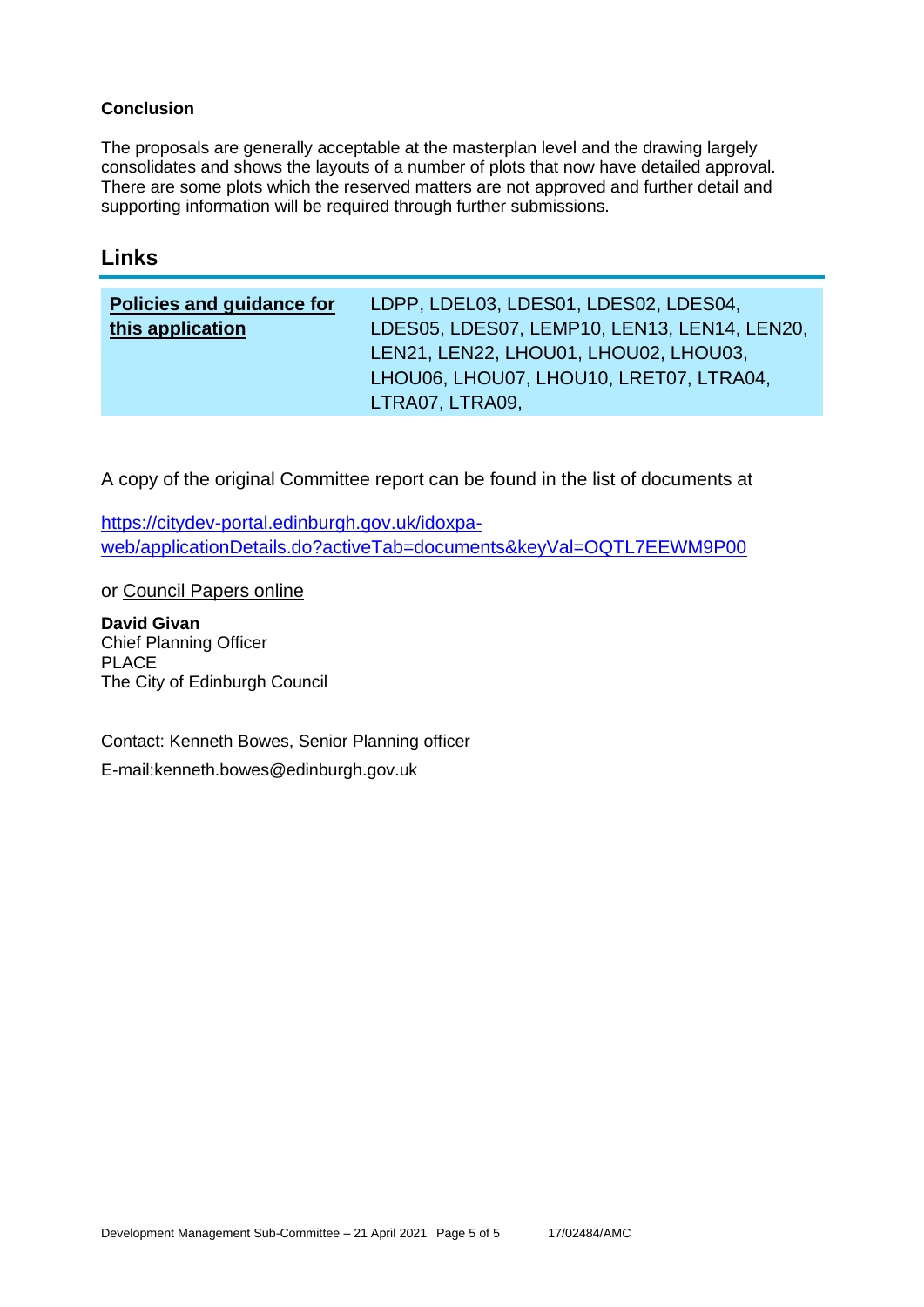**Conclusion**

The proposals are generally acceptable at the masterplan level and the drawing largely consolidates and shows the layouts of a number of plots that now have detailed approval. There are some plots which the reserved matters are not approved and further detail and supporting information will be required through further submissions.

## Links

| | |
|---|---|
| **Policies and guidance for this application** | LDPP, LDEL03, LDES01, LDES02, LDES04, LDES05, LDES07, LEMP10, LEN13, LEN14, LEN20, LEN21, LEN22, LHOU01, LHOU02, LHOU03, LHOU06, LHOU07, LHOU10, LRET07, LTRA04, LTRA07, LTRA09, |

A copy of the original Committee report can be found in the list of documents at

https://citydev-portal.edinburgh.gov.uk/idoxpa-web/applicationDetails.do?activeTab=documents&keyVal=OQTL7EEWM9P00

or Council Papers online

**David Givan**
Chief Planning Officer
PLACE
The City of Edinburgh Council

Contact: Kenneth Bowes, Senior Planning officer

E-mail:kenneth.bowes@edinburgh.gov.uk